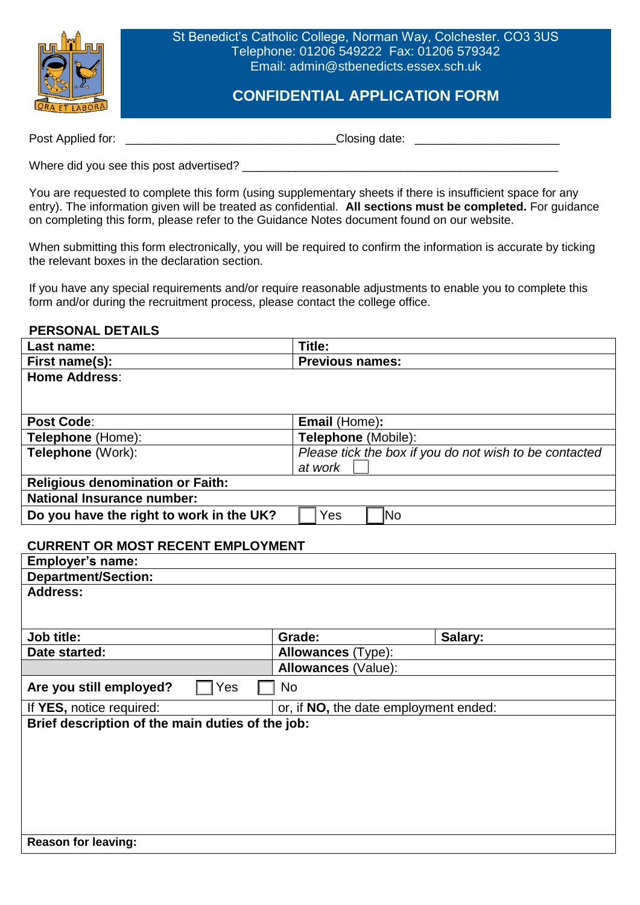St Benedict's Catholic College, Norman Way, Colchester. CO3 3US
Telephone: 01206 549222 Fax: 01206 579342
Email: admin@stbenedicts.essex.sch.uk

# CONFIDENTIAL APPLICATION FORM

Post Applied for: ________________________________ Closing date: ______________________

Where did you see this post advertised? ________________________________________________

You are requested to complete this form (using supplementary sheets if there is insufficient space for any entry). The information given will be treated as confidential. **All sections must be completed.** For guidance on completing this form, please refer to the Guidance Notes document found on our website.

When submitting this form electronically, you will be required to confirm the information is accurate by ticking the relevant boxes in the declaration section.

If you have any special requirements and/or require reasonable adjustments to enable you to complete this form and/or during the recruitment process, please contact the college office.

## PERSONAL DETAILS

| **Last name:** | **Title:** |
|---|---|
| **First name(s):** | **Previous names:** |
| **Home Address**: | |
| **Post Code**: | **Email** (Home)**:** |
| **Telephone** (Home): | **Telephone** (Mobile): |
| **Telephone** (Work): | *Please tick the box if you do not wish to be contacted at work* ☐ |
| **Religious denomination or Faith:** | |
| **National Insurance number:** | |
| **Do you have the right to work in the UK?** | ☐ Yes ☐ No |

## CURRENT OR MOST RECENT EMPLOYMENT

| **Employer's name:** | | |
|---|---|---|
| **Department/Section:** | | |
| **Address:** | | |
| **Job title:** | **Grade:** | **Salary:** |
| **Date started:** | **Allowances** (Type): | |
| | **Allowances** (Value): | |
| **Are you still employed?** ☐ Yes ☐ No | | |
| If **YES,** notice required: | or, if **NO,** the date employment ended: | |
| **Brief description of the main duties of the job:** | | |
| **Reason for leaving:** | | |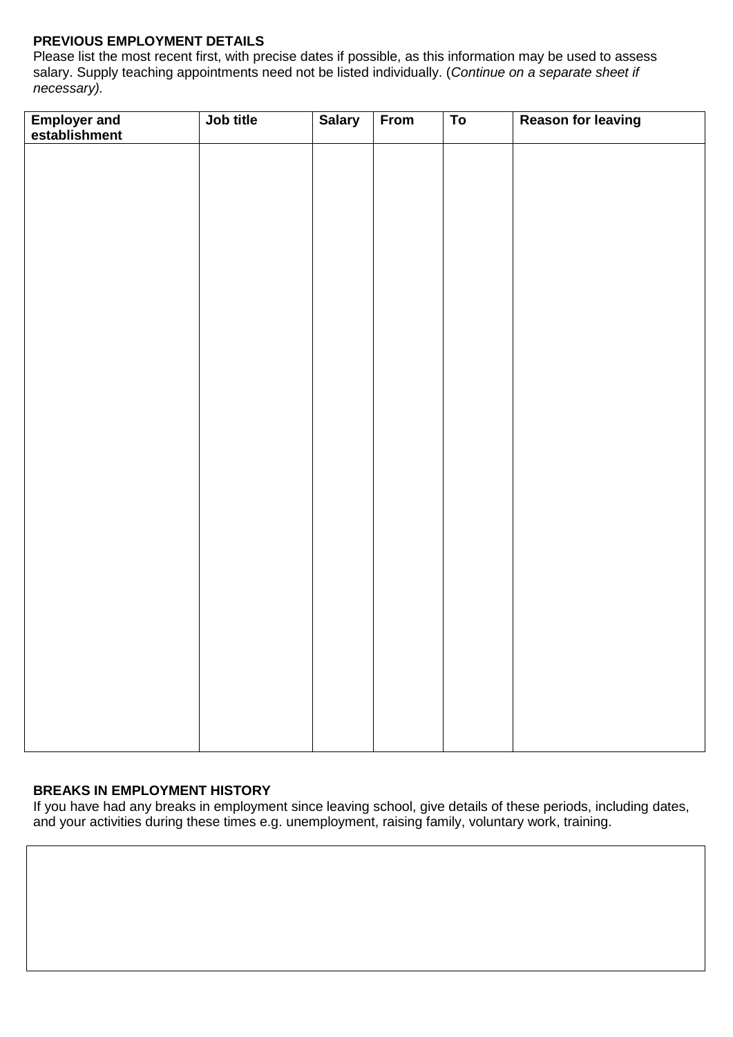**PREVIOUS EMPLOYMENT DETAILS**

Please list the most recent first, with precise dates if possible, as this information may be used to assess salary. Supply teaching appointments need not be listed individually. (*Continue on a separate sheet if necessary).*

| Employer and establishment | Job title | Salary | From | To | Reason for leaving |
|---|---|---|---|---|---|
| | | | | | |

**BREAKS IN EMPLOYMENT HISTORY**

If you have had any breaks in employment since leaving school, give details of these periods, including dates, and your activities during these times e.g. unemployment, raising family, voluntary work, training.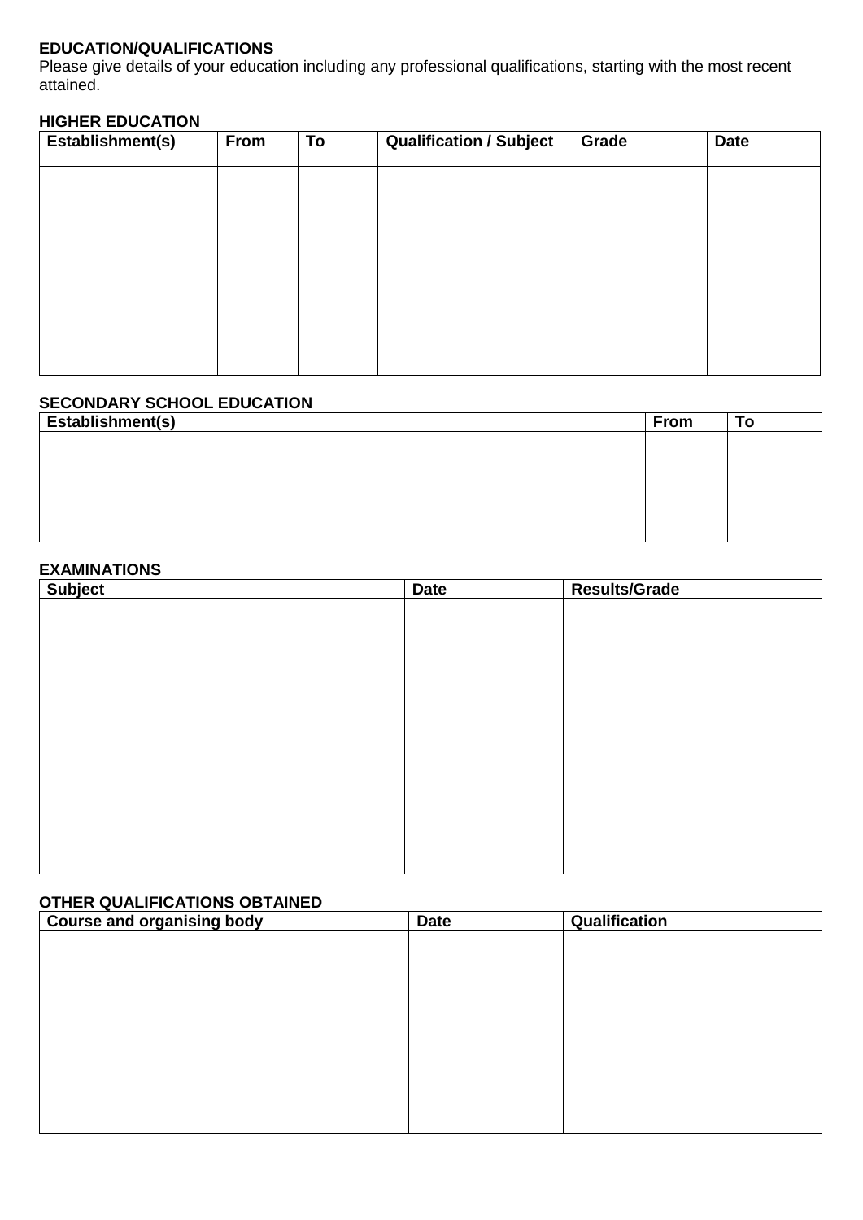**EDUCATION/QUALIFICATIONS**

Please give details of your education including any professional qualifications, starting with the most recent attained.

**HIGHER EDUCATION**

| Establishment(s) | From | To | Qualification / Subject | Grade | Date |
|---|---|---|---|---|---|
| | | | | | |

**SECONDARY SCHOOL EDUCATION**

| Establishment(s) | From | To |
|---|---|---|
| | | |

**EXAMINATIONS**

| Subject | Date | Results/Grade |
|---|---|---|
| | | |

**OTHER QUALIFICATIONS OBTAINED**

| Course and organising body | Date | Qualification |
|---|---|---|
| | | |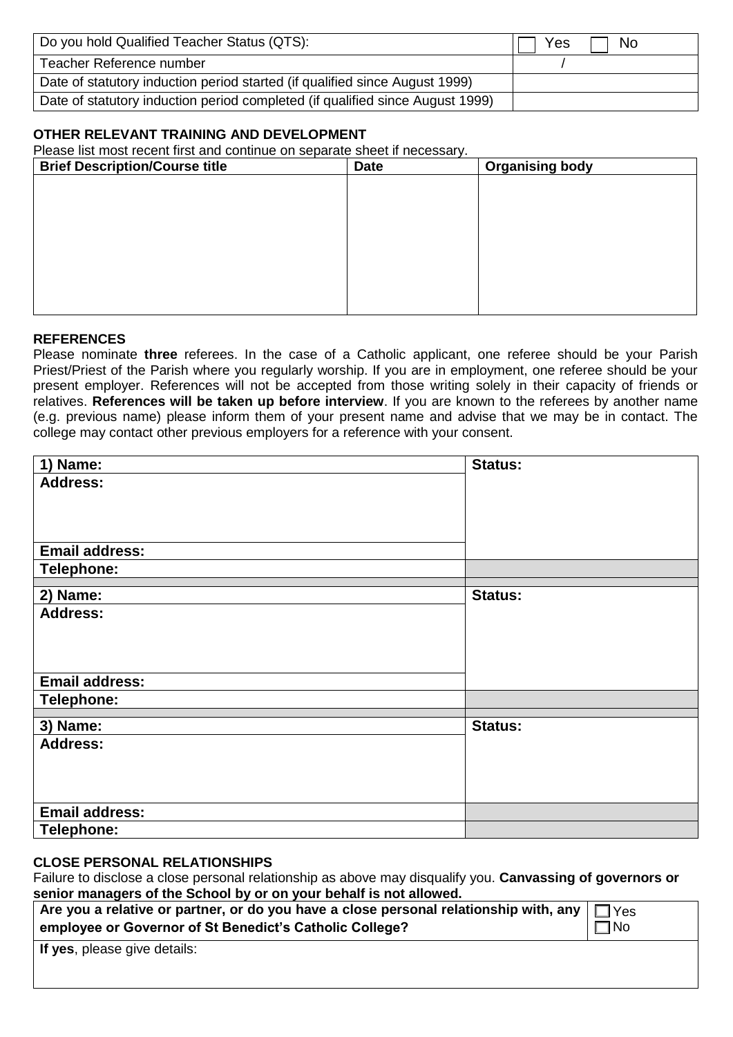| Do you hold Qualified Teacher Status (QTS): | ☐ Yes ☐ No |
|---|---|
| Teacher Reference number | / |
| Date of statutory induction period started (if qualified since August 1999) | |
| Date of statutory induction period completed (if qualified since August 1999) | |

### OTHER RELEVANT TRAINING AND DEVELOPMENT

Please list most recent first and continue on separate sheet if necessary.

| Brief Description/Course title | Date | Organising body |
|---|---|---|
| | | |

### REFERENCES

Please nominate **three** referees. In the case of a Catholic applicant, one referee should be your Parish Priest/Priest of the Parish where you regularly worship. If you are in employment, one referee should be your present employer. References will not be accepted from those writing solely in their capacity of friends or relatives. **References will be taken up before interview**. If you are known to the referees by another name (e.g. previous name) please inform them of your present name and advise that we may be in contact. The college may contact other previous employers for a reference with your consent.

| **1) Name:** | **Status:** |
|---|---|
| **Address:** | |
| **Email address:** | |
| **Telephone:** | |

| **2) Name:** | **Status:** |
|---|---|
| **Address:** | |
| **Email address:** | |
| **Telephone:** | |

| **3) Name:** | **Status:** |
|---|---|
| **Address:** | |
| **Email address:** | |
| **Telephone:** | |

### CLOSE PERSONAL RELATIONSHIPS

Failure to disclose a close personal relationship as above may disqualify you. **Canvassing of governors or senior managers of the School by or on your behalf is not allowed.**

| **Are you a relative or partner, or do you have a close personal relationship with, any employee or Governor of St Benedict's Catholic College?** | ☐ Yes ☐ No |
|---|---|
| **If yes**, please give details: | |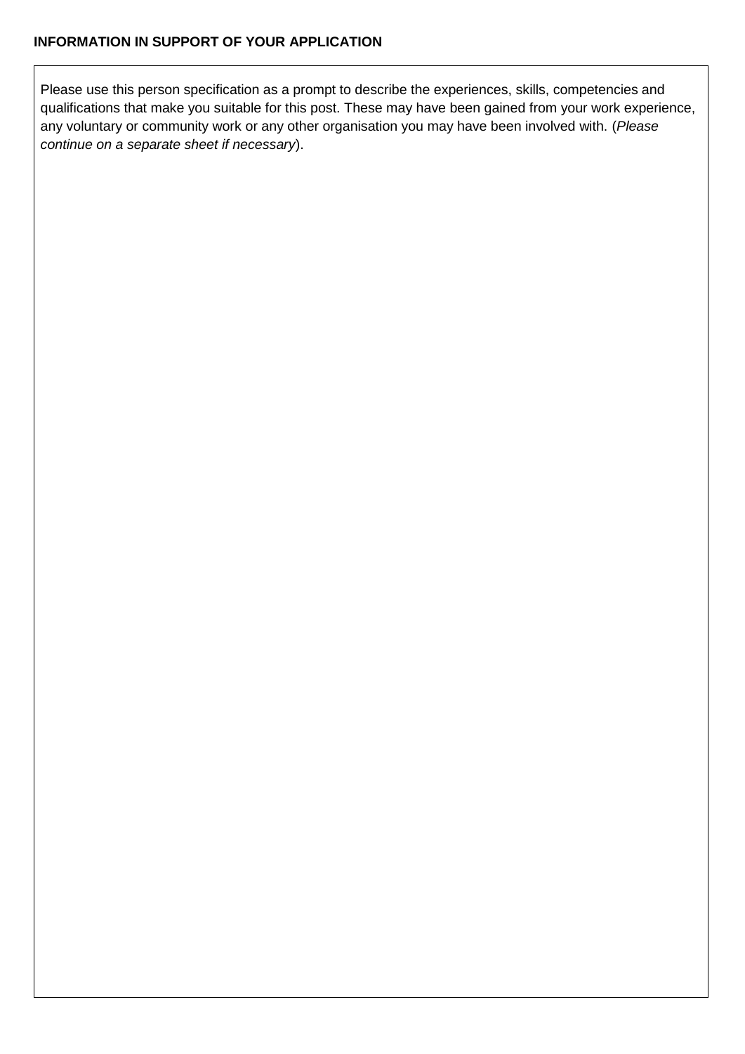**INFORMATION IN SUPPORT OF YOUR APPLICATION**

Please use this person specification as a prompt to describe the experiences, skills, competencies and qualifications that make you suitable for this post. These may have been gained from your work experience, any voluntary or community work or any other organisation you may have been involved with. (*Please continue on a separate sheet if necessary*).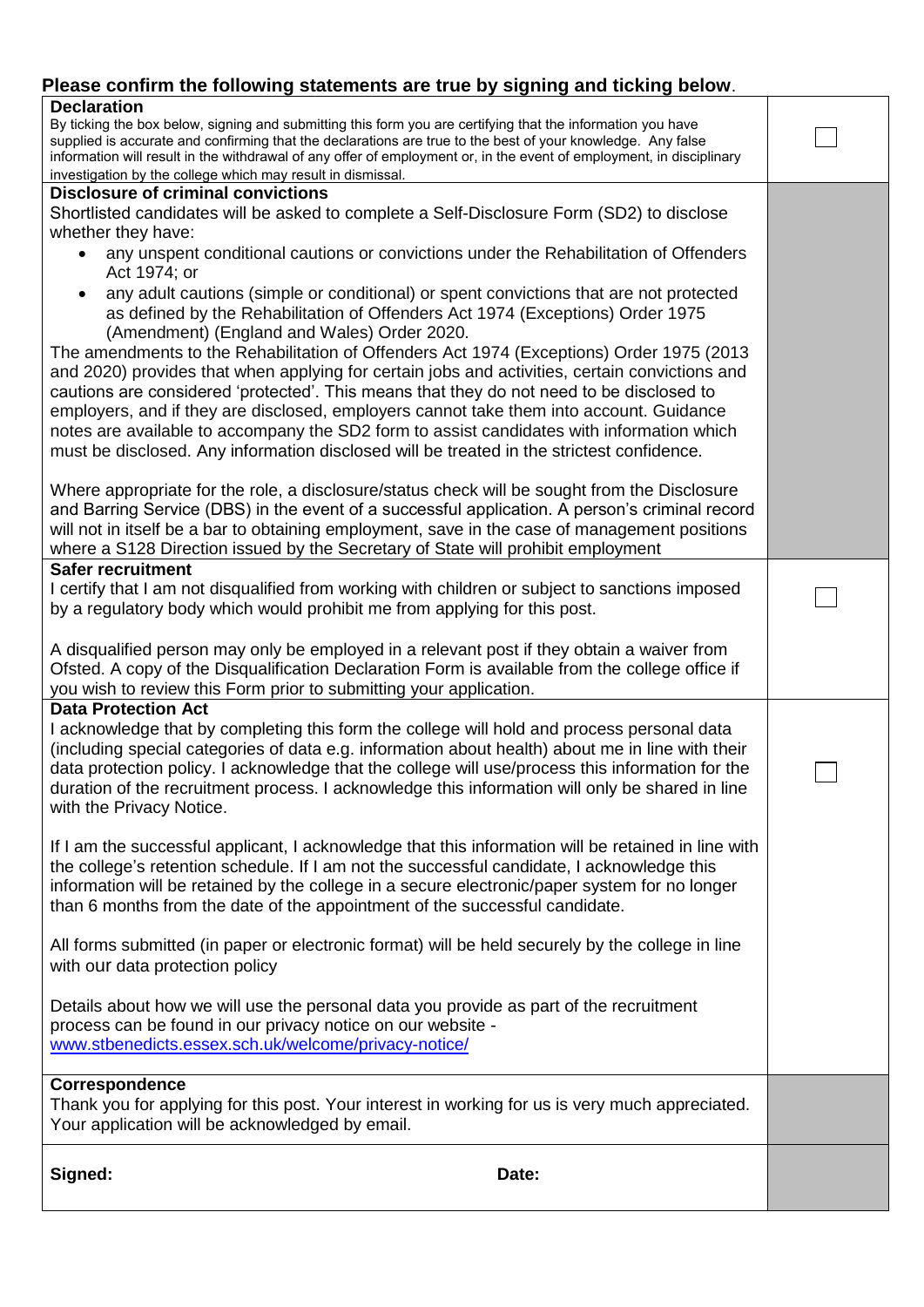**Please confirm the following statements are true by signing and ticking below**.

| | |
|---|---|
| **Declaration**<br>By ticking the box below, signing and submitting this form you are certifying that the information you have supplied is accurate and confirming that the declarations are true to the best of your knowledge. Any false information will result in the withdrawal of any offer of employment or, in the event of employment, in disciplinary investigation by the college which may result in dismissal. | ☐ |
| **Disclosure of criminal convictions**<br>Shortlisted candidates will be asked to complete a Self-Disclosure Form (SD2) to disclose whether they have:<br>• any unspent conditional cautions or convictions under the Rehabilitation of Offenders Act 1974; or<br>• any adult cautions (simple or conditional) or spent convictions that are not protected as defined by the Rehabilitation of Offenders Act 1974 (Exceptions) Order 1975 (Amendment) (England and Wales) Order 2020.<br>The amendments to the Rehabilitation of Offenders Act 1974 (Exceptions) Order 1975 (2013 and 2020) provides that when applying for certain jobs and activities, certain convictions and cautions are considered 'protected'. This means that they do not need to be disclosed to employers, and if they are disclosed, employers cannot take them into account. Guidance notes are available to accompany the SD2 form to assist candidates with information which must be disclosed. Any information disclosed will be treated in the strictest confidence.<br><br>Where appropriate for the role, a disclosure/status check will be sought from the Disclosure and Barring Service (DBS) in the event of a successful application. A person's criminal record will not in itself be a bar to obtaining employment, save in the case of management positions where a S128 Direction issued by the Secretary of State will prohibit employment | |
| **Safer recruitment**<br>I certify that I am not disqualified from working with children or subject to sanctions imposed by a regulatory body which would prohibit me from applying for this post.<br><br>A disqualified person may only be employed in a relevant post if they obtain a waiver from Ofsted. A copy of the Disqualification Declaration Form is available from the college office if you wish to review this Form prior to submitting your application. | ☐ |
| **Data Protection Act**<br>I acknowledge that by completing this form the college will hold and process personal data (including special categories of data e.g. information about health) about me in line with their data protection policy. I acknowledge that the college will use/process this information for the duration of the recruitment process. I acknowledge this information will only be shared in line with the Privacy Notice.<br><br>If I am the successful applicant, I acknowledge that this information will be retained in line with the college's retention schedule. If I am not the successful candidate, I acknowledge this information will be retained by the college in a secure electronic/paper system for no longer than 6 months from the date of the appointment of the successful candidate.<br><br>All forms submitted (in paper or electronic format) will be held securely by the college in line with our data protection policy<br><br>Details about how we will use the personal data you provide as part of the recruitment process can be found in our privacy notice on our website - [www.stbenedicts.essex.sch.uk/welcome/privacy-notice/](www.stbenedicts.essex.sch.uk/welcome/privacy-notice/) | ☐ |
| **Correspondence**<br>Thank you for applying for this post. Your interest in working for us is very much appreciated. Your application will be acknowledged by email. | |
| **Signed:** **Date:** | |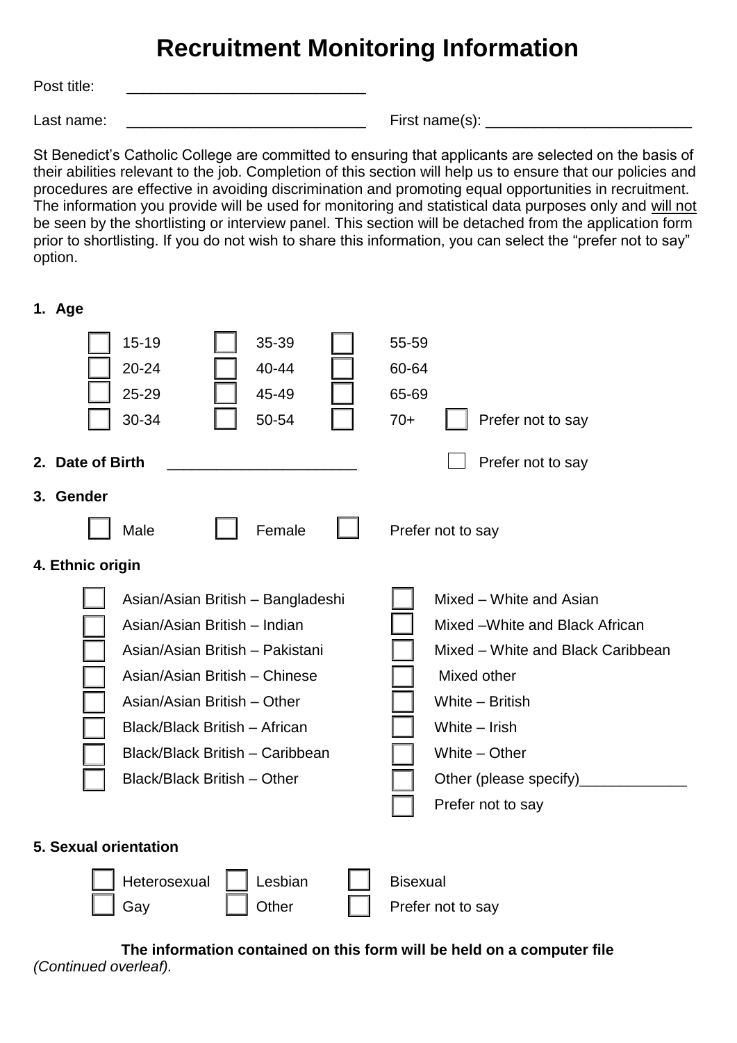# Recruitment Monitoring Information

Post title: ____________________________

Last name: ____________________________ First name(s): ________________________

St Benedict's Catholic College are committed to ensuring that applicants are selected on the basis of their abilities relevant to the job. Completion of this section will help us to ensure that our policies and procedures are effective in avoiding discrimination and promoting equal opportunities in recruitment. The information you provide will be used for monitoring and statistical data purposes only and will not be seen by the shortlisting or interview panel. This section will be detached from the application form prior to shortlisting. If you do not wish to share this information, you can select the "prefer not to say" option.

**1. Age**

| | | | |
|---|---|---|---|
| ☐ 15-19 | ☐ 35-39 | ☐ 55-59 | |
| ☐ 20-24 | ☐ 40-44 | ☐ 60-64 | |
| ☐ 25-29 | ☐ 45-49 | ☐ 65-69 | |
| ☐ 30-34 | ☐ 50-54 | ☐ 70+ | ☐ Prefer not to say |

**2. Date of Birth** ______________________ ☐ Prefer not to say

**3. Gender**

☐ Male ☐ Female ☐ Prefer not to say

**4. Ethnic origin**

| | |
|---|---|
| ☐ Asian/Asian British – Bangladeshi | ☐ Mixed – White and Asian |
| ☐ Asian/Asian British – Indian | ☐ Mixed –White and Black African |
| ☐ Asian/Asian British – Pakistani | ☐ Mixed – White and Black Caribbean |
| ☐ Asian/Asian British – Chinese | ☐ Mixed other |
| ☐ Asian/Asian British – Other | ☐ White – British |
| ☐ Black/Black British – African | ☐ White – Irish |
| ☐ Black/Black British – Caribbean | ☐ White – Other |
| ☐ Black/Black British – Other | ☐ Other (please specify)_____________ |
| | ☐ Prefer not to say |

**5. Sexual orientation**

| | | |
|---|---|---|
| ☐ Heterosexual | ☐ Lesbian | ☐ Bisexual |
| ☐ Gay | ☐ Other | ☐ Prefer not to say |

**The information contained on this form will be held on a computer file**

*(Continued overleaf).*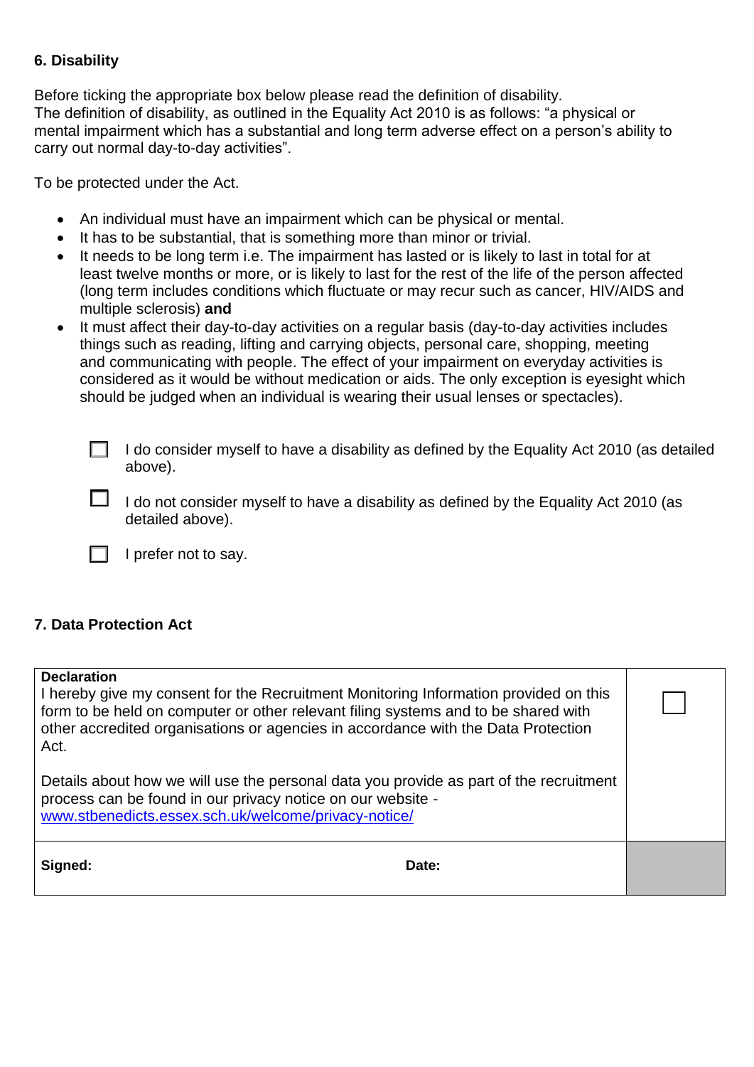### 6. Disability

Before ticking the appropriate box below please read the definition of disability.
The definition of disability, as outlined in the Equality Act 2010 is as follows: "a physical or mental impairment which has a substantial and long term adverse effect on a person's ability to carry out normal day-to-day activities".

To be protected under the Act.

- An individual must have an impairment which can be physical or mental.
- It has to be substantial, that is something more than minor or trivial.
- It needs to be long term i.e. The impairment has lasted or is likely to last in total for at least twelve months or more, or is likely to last for the rest of the life of the person affected (long term includes conditions which fluctuate or may recur such as cancer, HIV/AIDS and multiple sclerosis) **and**
- It must affect their day-to-day activities on a regular basis (day-to-day activities includes things such as reading, lifting and carrying objects, personal care, shopping, meeting and communicating with people. The effect of your impairment on everyday activities is considered as it would be without medication or aids. The only exception is eyesight which should be judged when an individual is wearing their usual lenses or spectacles).

☐ I do consider myself to have a disability as defined by the Equality Act 2010 (as detailed above).

☐ I do not consider myself to have a disability as defined by the Equality Act 2010 (as detailed above).

☐ I prefer not to say.

### 7. Data Protection Act

| | | |
|---|---|---|
| **Declaration**<br>I hereby give my consent for the Recruitment Monitoring Information provided on this form to be held on computer or other relevant filing systems and to be shared with other accredited organisations or agencies in accordance with the Data Protection Act.<br><br>Details about how we will use the personal data you provide as part of the recruitment process can be found in our privacy notice on our website - [www.stbenedicts.essex.sch.uk/welcome/privacy-notice/](http://www.stbenedicts.essex.sch.uk/welcome/privacy-notice/) | | ☐ |
| **Signed:** | **Date:** | |